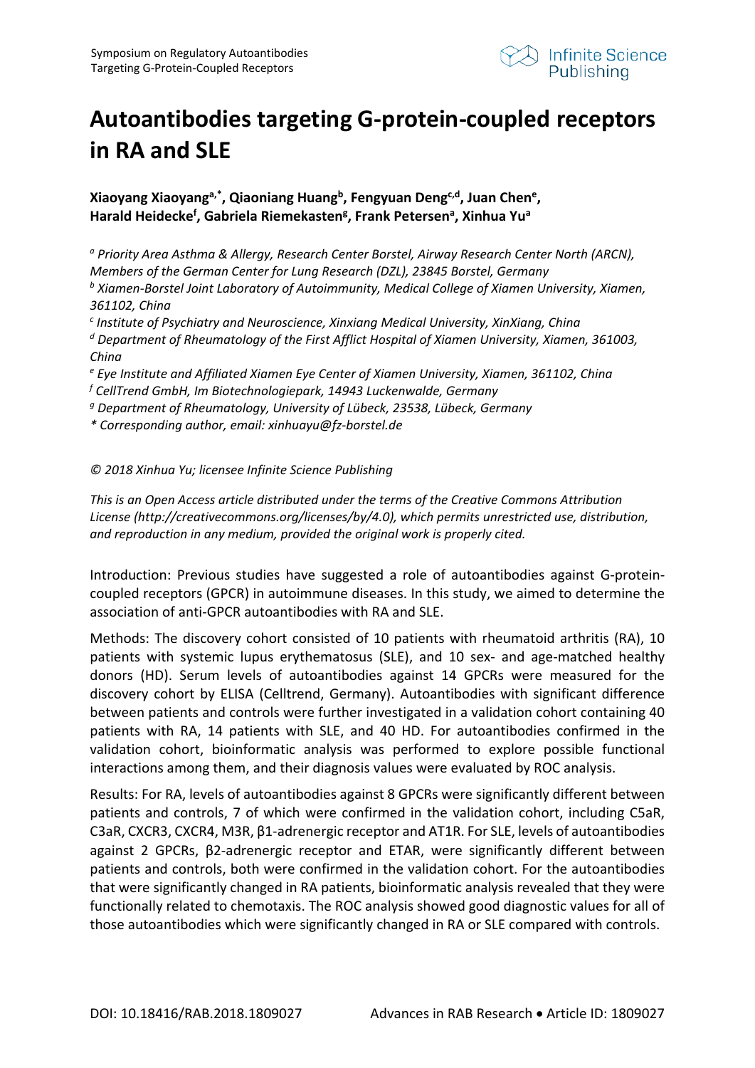# Autoantibodies targeting G-protein-coupled receptors in RA and SLE

**Xiaoyang Xiaoyang[a,*], Qiaoniang Huang[b], Fengyuan Deng[c,d], Juan Chen[e], Harald Heidecke[f], Gabriela Riemekasten[g], Frank Petersen[a], Xinhua Yu[a]**

*[a] Priority Area Asthma & Allergy, Research Center Borstel, Airway Research Center North (ARCN), Members of the German Center for Lung Research (DZL), 23845 Borstel, Germany*

*[b] Xiamen-Borstel Joint Laboratory of Autoimmunity, Medical College of Xiamen University, Xiamen, 361102, China*

*[c] Institute of Psychiatry and Neuroscience, Xinxiang Medical University, XinXiang, China*

*[d] Department of Rheumatology of the First Afflict Hospital of Xiamen University, Xiamen, 361003, China*

*[e] Eye Institute and Affiliated Xiamen Eye Center of Xiamen University, Xiamen, 361102, China*

*[f] CellTrend GmbH, Im Biotechnologiepark, 14943 Luckenwalde, Germany*

*[g] Department of Rheumatology, University of Lübeck, 23538, Lübeck, Germany*

*\* Corresponding author, email: xinhuayu@fz-borstel.de*

*© 2018 Xinhua Yu; licensee Infinite Science Publishing*

*This is an Open Access article distributed under the terms of the Creative Commons Attribution License (http://creativecommons.org/licenses/by/4.0), which permits unrestricted use, distribution, and reproduction in any medium, provided the original work is properly cited.*

Introduction: Previous studies have suggested a role of autoantibodies against G-protein-coupled receptors (GPCR) in autoimmune diseases. In this study, we aimed to determine the association of anti-GPCR autoantibodies with RA and SLE.

Methods: The discovery cohort consisted of 10 patients with rheumatoid arthritis (RA), 10 patients with systemic lupus erythematosus (SLE), and 10 sex- and age-matched healthy donors (HD). Serum levels of autoantibodies against 14 GPCRs were measured for the discovery cohort by ELISA (Celltrend, Germany). Autoantibodies with significant difference between patients and controls were further investigated in a validation cohort containing 40 patients with RA, 14 patients with SLE, and 40 HD. For autoantibodies confirmed in the validation cohort, bioinformatic analysis was performed to explore possible functional interactions among them, and their diagnosis values were evaluated by ROC analysis.

Results: For RA, levels of autoantibodies against 8 GPCRs were significantly different between patients and controls, 7 of which were confirmed in the validation cohort, including C5aR, C3aR, CXCR3, CXCR4, M3R, β1-adrenergic receptor and AT1R. For SLE, levels of autoantibodies against 2 GPCRs, β2-adrenergic receptor and ETAR, were significantly different between patients and controls, both were confirmed in the validation cohort. For the autoantibodies that were significantly changed in RA patients, bioinformatic analysis revealed that they were functionally related to chemotaxis. The ROC analysis showed good diagnostic values for all of those autoantibodies which were significantly changed in RA or SLE compared with controls.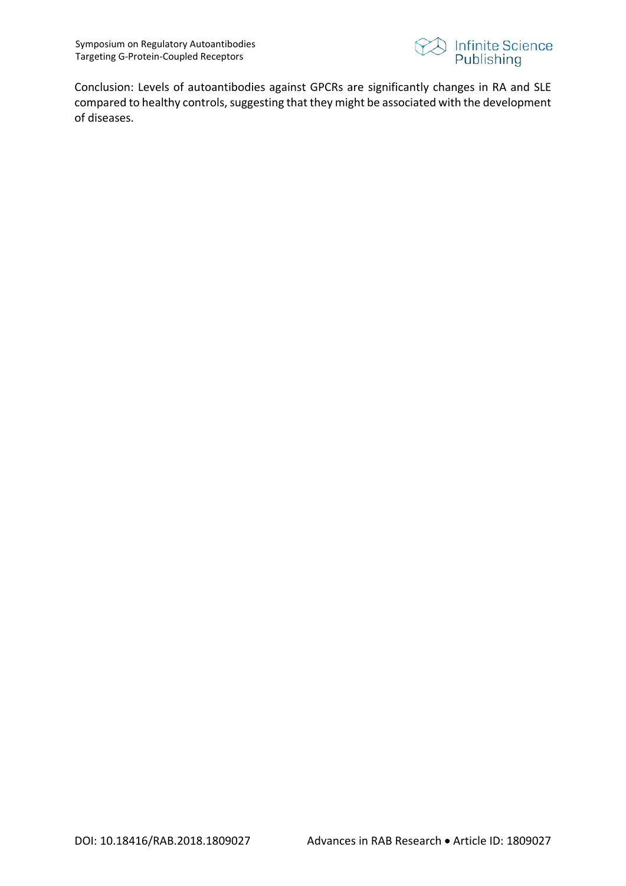Conclusion: Levels of autoantibodies against GPCRs are significantly changes in RA and SLE compared to healthy controls, suggesting that they might be associated with the development of diseases.